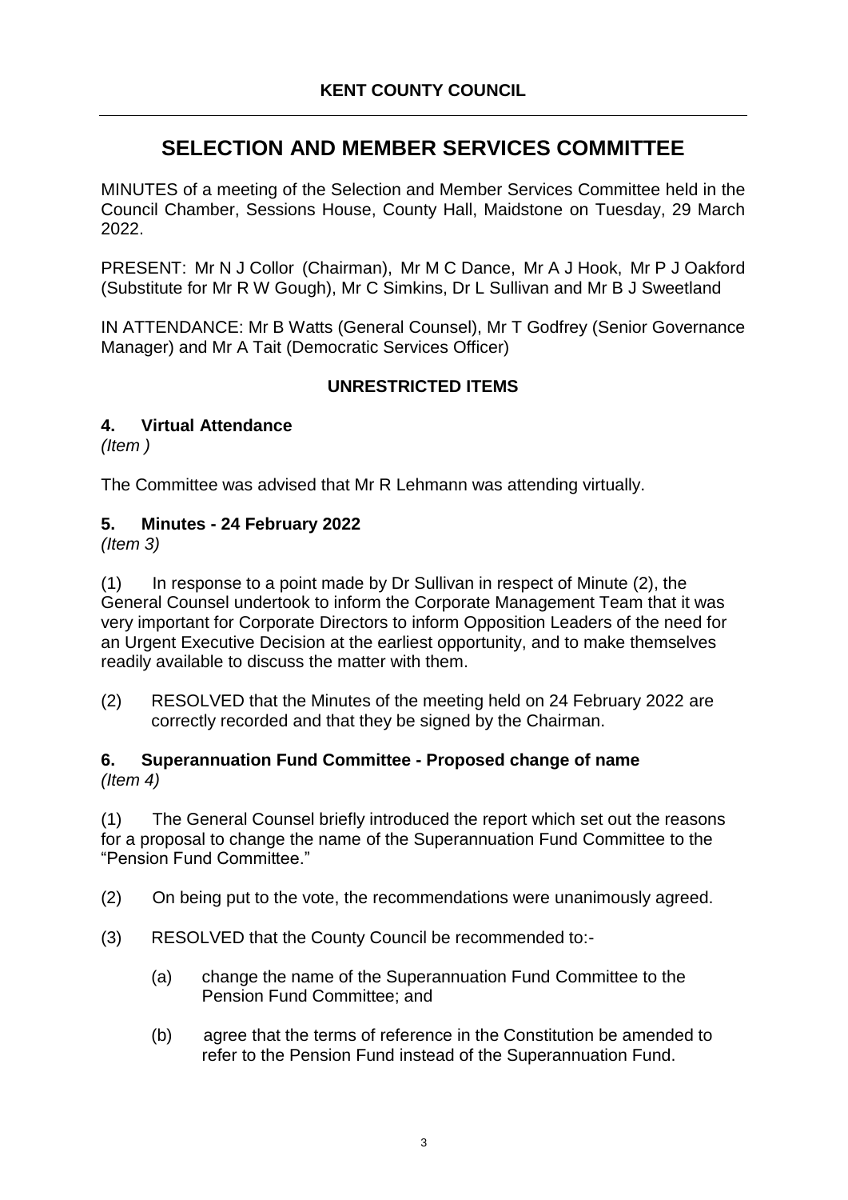**KENT COUNTY COUNCIL**

---

# SELECTION AND MEMBER SERVICES COMMITTEE

MINUTES of a meeting of the Selection and Member Services Committee held in the Council Chamber, Sessions House, County Hall, Maidstone on Tuesday, 29 March 2022.

PRESENT: Mr N J Collor (Chairman), Mr M C Dance, Mr A J Hook, Mr P J Oakford (Substitute for Mr R W Gough), Mr C Simkins, Dr L Sullivan and Mr B J Sweetland

IN ATTENDANCE: Mr B Watts (General Counsel), Mr T Godfrey (Senior Governance Manager) and Mr A Tait (Democratic Services Officer)

## UNRESTRICTED ITEMS

### 4. Virtual Attendance

*(Item )*

The Committee was advised that Mr R Lehmann was attending virtually.

### 5. Minutes - 24 February 2022

*(Item 3)*

(1) In response to a point made by Dr Sullivan in respect of Minute (2), the General Counsel undertook to inform the Corporate Management Team that it was very important for Corporate Directors to inform Opposition Leaders of the need for an Urgent Executive Decision at the earliest opportunity, and to make themselves readily available to discuss the matter with them.

(2) RESOLVED that the Minutes of the meeting held on 24 February 2022 are correctly recorded and that they be signed by the Chairman.

### 6. Superannuation Fund Committee - Proposed change of name

*(Item 4)*

(1) The General Counsel briefly introduced the report which set out the reasons for a proposal to change the name of the Superannuation Fund Committee to the "Pension Fund Committee."

(2) On being put to the vote, the recommendations were unanimously agreed.

(3) RESOLVED that the County Council be recommended to:-

(a) change the name of the Superannuation Fund Committee to the Pension Fund Committee; and

(b) agree that the terms of reference in the Constitution be amended to refer to the Pension Fund instead of the Superannuation Fund.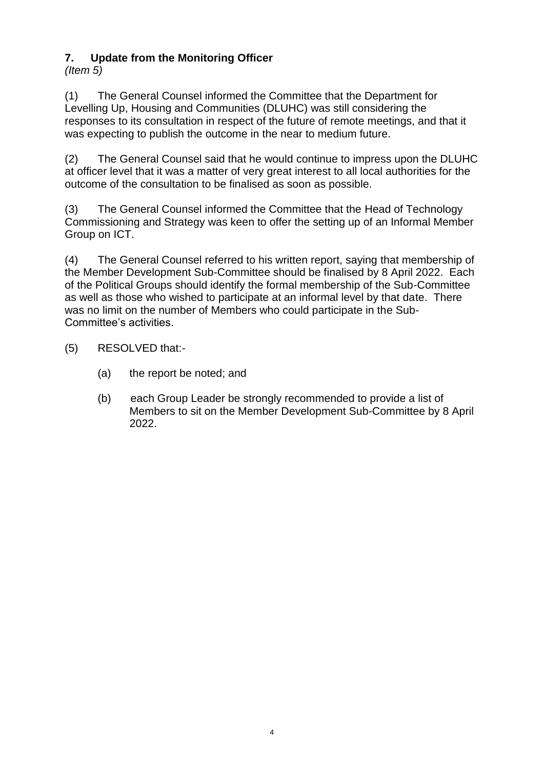## 7. Update from the Monitoring Officer

*(Item 5)*

(1) The General Counsel informed the Committee that the Department for Levelling Up, Housing and Communities (DLUHC) was still considering the responses to its consultation in respect of the future of remote meetings, and that it was expecting to publish the outcome in the near to medium future.

(2) The General Counsel said that he would continue to impress upon the DLUHC at officer level that it was a matter of very great interest to all local authorities for the outcome of the consultation to be finalised as soon as possible.

(3) The General Counsel informed the Committee that the Head of Technology Commissioning and Strategy was keen to offer the setting up of an Informal Member Group on ICT.

(4) The General Counsel referred to his written report, saying that membership of the Member Development Sub-Committee should be finalised by 8 April 2022. Each of the Political Groups should identify the formal membership of the Sub-Committee as well as those who wished to participate at an informal level by that date. There was no limit on the number of Members who could participate in the Sub-Committee's activities.

(5) RESOLVED that:-

- (a) the report be noted; and
- (b) each Group Leader be strongly recommended to provide a list of Members to sit on the Member Development Sub-Committee by 8 April 2022.